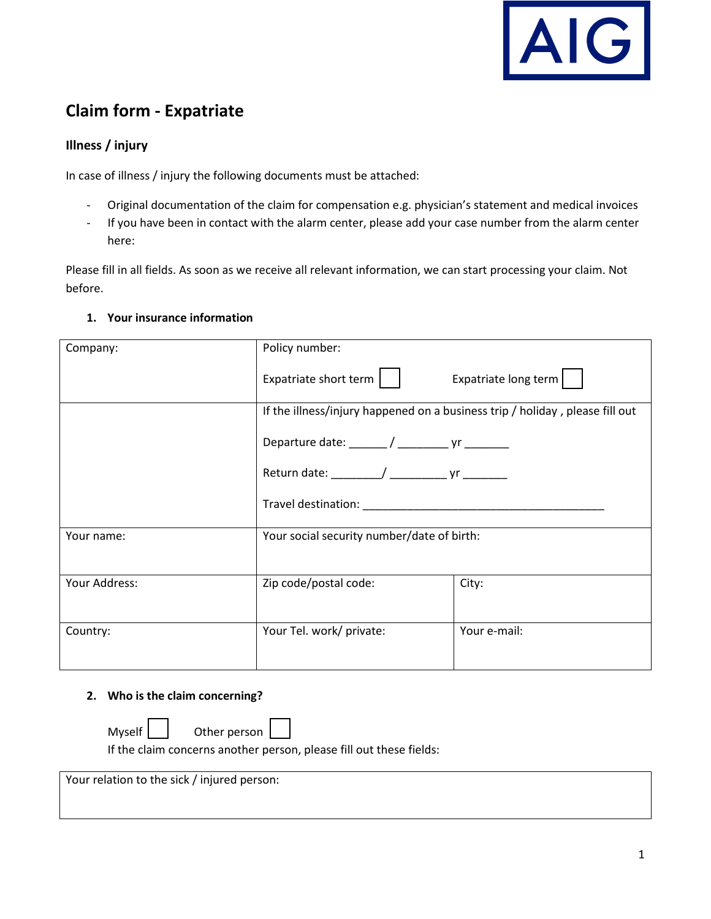AIG

# Claim form - Expatriate

## Illness / injury

In case of illness / injury the following documents must be attached:

- Original documentation of the claim for compensation e.g. physician's statement and medical invoices
- If you have been in contact with the alarm center, please add your case number from the alarm center here:

Please fill in all fields. As soon as we receive all relevant information, we can start processing your claim. Not before.

### 1. Your insurance information

| Company: | Policy number:<br><br>Expatriate short term ☐ Expatriate long term ☐ | |
|---|---|---|
| | If the illness/injury happened on a business trip / holiday , please fill out<br><br>Departure date: ______ / ________ yr _______<br><br>Return date: ________/ _________ yr _______<br><br>Travel destination: _______________________________________ | |
| Your name: | Your social security number/date of birth: | |
| Your Address: | Zip code/postal code: | City: |
| Country: | Your Tel. work/ private: | Your e-mail: |

### 2. Who is the claim concerning?

Myself ☐ Other person ☐

If the claim concerns another person, please fill out these fields:

| Your relation to the sick / injured person: |
|---|
| |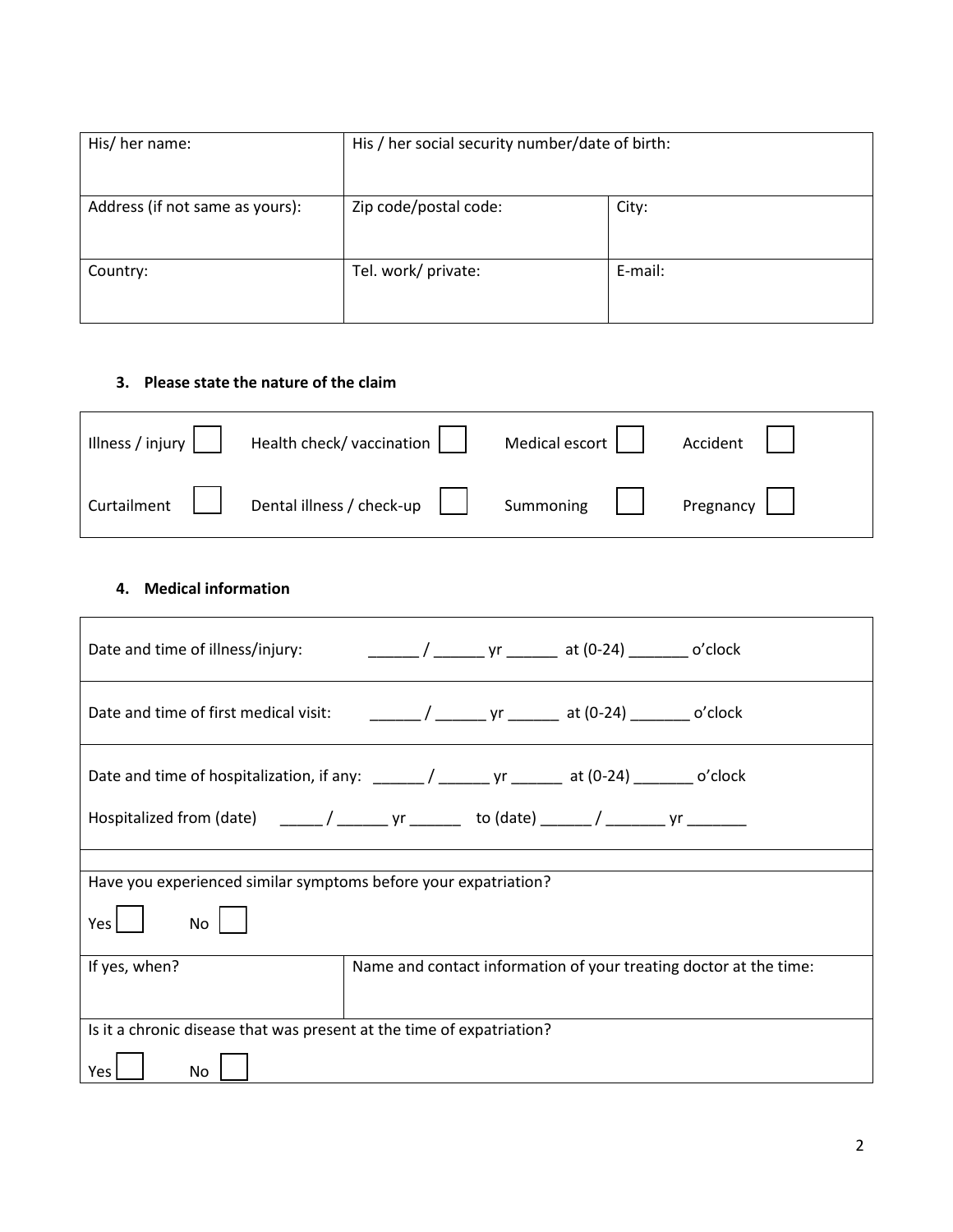| His/ her name: | His / her social security number/date of birth: | |
|---|---|---|
| Address (if not same as yours): | Zip code/postal code: | City: |
| Country: | Tel. work/ private: | E-mail: |

### 3. Please state the nature of the claim

| | | | |
|---|---|---|---|
| Illness / injury ☐ | Health check/ vaccination ☐ | Medical escort ☐ | Accident ☐ |
| Curtailment ☐ | Dental illness / check-up ☐ | Summoning ☐ | Pregnancy ☐ |

### 4. Medical information

| | |
|---|---|
| Date and time of illness/injury: ______ / ______ yr ______ at (0-24) _______ o'clock | |
| Date and time of first medical visit: ______ / ______ yr ______ at (0-24) _______ o'clock | |
| Date and time of hospitalization, if any: ______ / ______ yr ______ at (0-24) _______ o'clock<br>Hospitalized from (date) _____ / ______ yr ______ to (date) ______ / _______ yr _______ | |
| | |
| Have you experienced similar symptoms before your expatriation?<br>Yes ☐ No ☐ | |
| If yes, when? | Name and contact information of your treating doctor at the time: |
| Is it a chronic disease that was present at the time of expatriation?<br>Yes ☐ No ☐ | |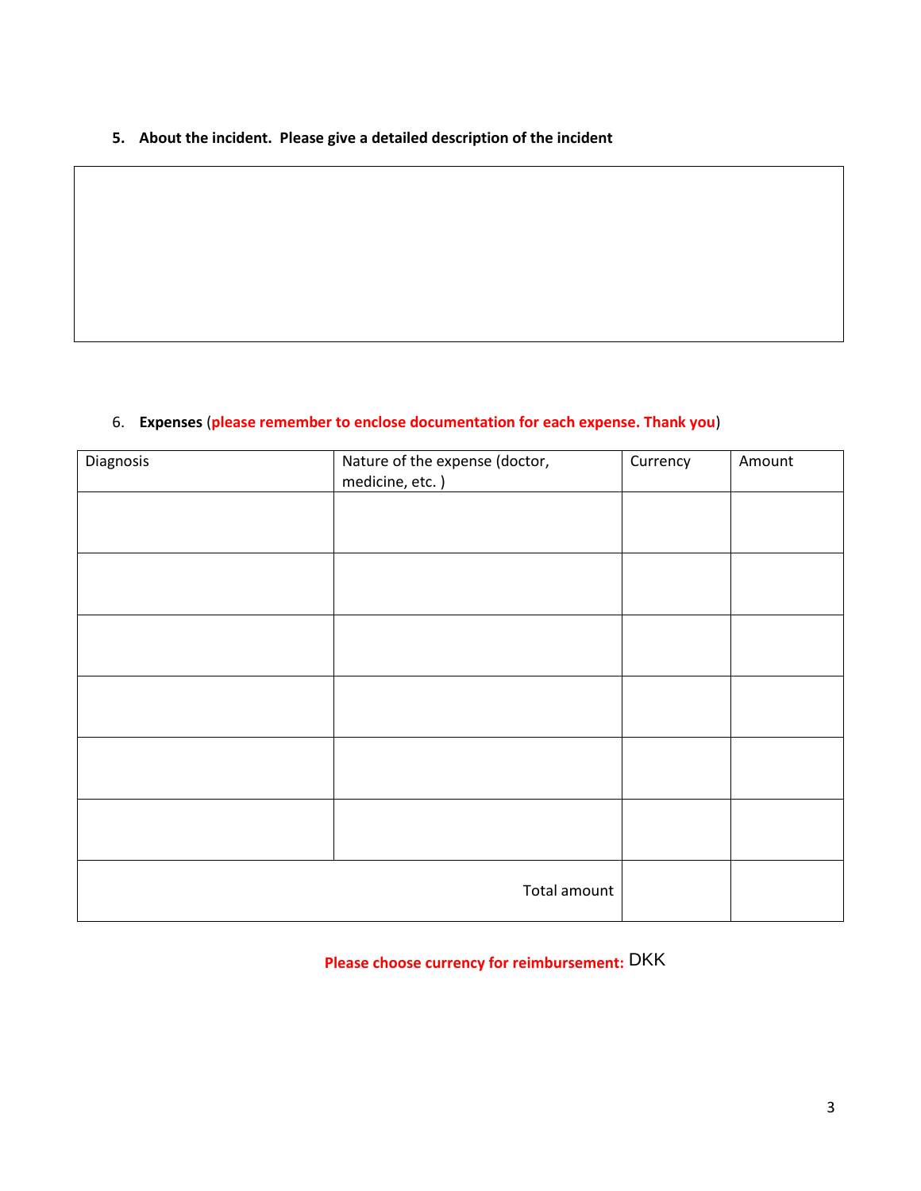**5. About the incident. Please give a detailed description of the incident**

|   |
|---|
|   |

6. **Expenses** (**please remember to enclose documentation for each expense. Thank you**)

| Diagnosis | Nature of the expense (doctor, medicine, etc. ) | Currency | Amount |
|---|---|---|---|
| | | | |
| | | | |
| | | | |
| | | | |
| | | | |
| | | | |
| | Total amount | | |

**Please choose currency for reimbursement:** DKK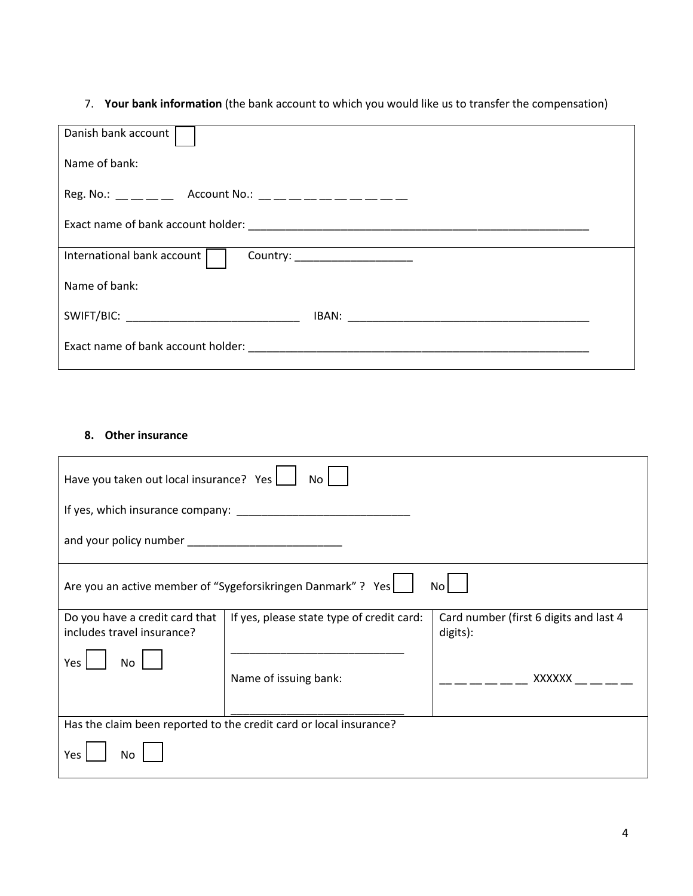7. **Your bank information** (the bank account to which you would like us to transfer the compensation)

| |
|---|
| Danish bank account ☐<br><br>Name of bank:<br><br>Reg. No.: __ __ __ __   Account No.: __ __ __ __ __ __ __ __ __ __<br><br>Exact name of bank account holder: ____________________________________________________________ |
| International bank account ☐   Country: ____________________<br><br>Name of bank:<br><br>SWIFT/BIC: ______________________________   IBAN: __________________________________________<br><br>Exact name of bank account holder: ____________________________________________________________ |

**8. Other insurance**

| | | |
|---|---|---|
| Have you taken out local insurance? Yes ☐ No ☐<br><br>If yes, which insurance company: ______________________________<br><br>and your policy number ___________________________ | | |
| Are you an active member of "Sygeforsikringen Danmark" ? Yes ☐ No ☐ | | |
| Do you have a credit card that includes travel insurance?<br><br>Yes ☐ No ☐ | If yes, please state type of credit card:<br><br>______________________________<br><br>Name of issuing bank:<br><br>______________________________ | Card number (first 6 digits and last 4 digits):<br><br>__ __ __ __ __ __ XXXXXX __ __ __ __ |
| Has the claim been reported to the credit card or local insurance?<br><br>Yes ☐ No ☐ | | |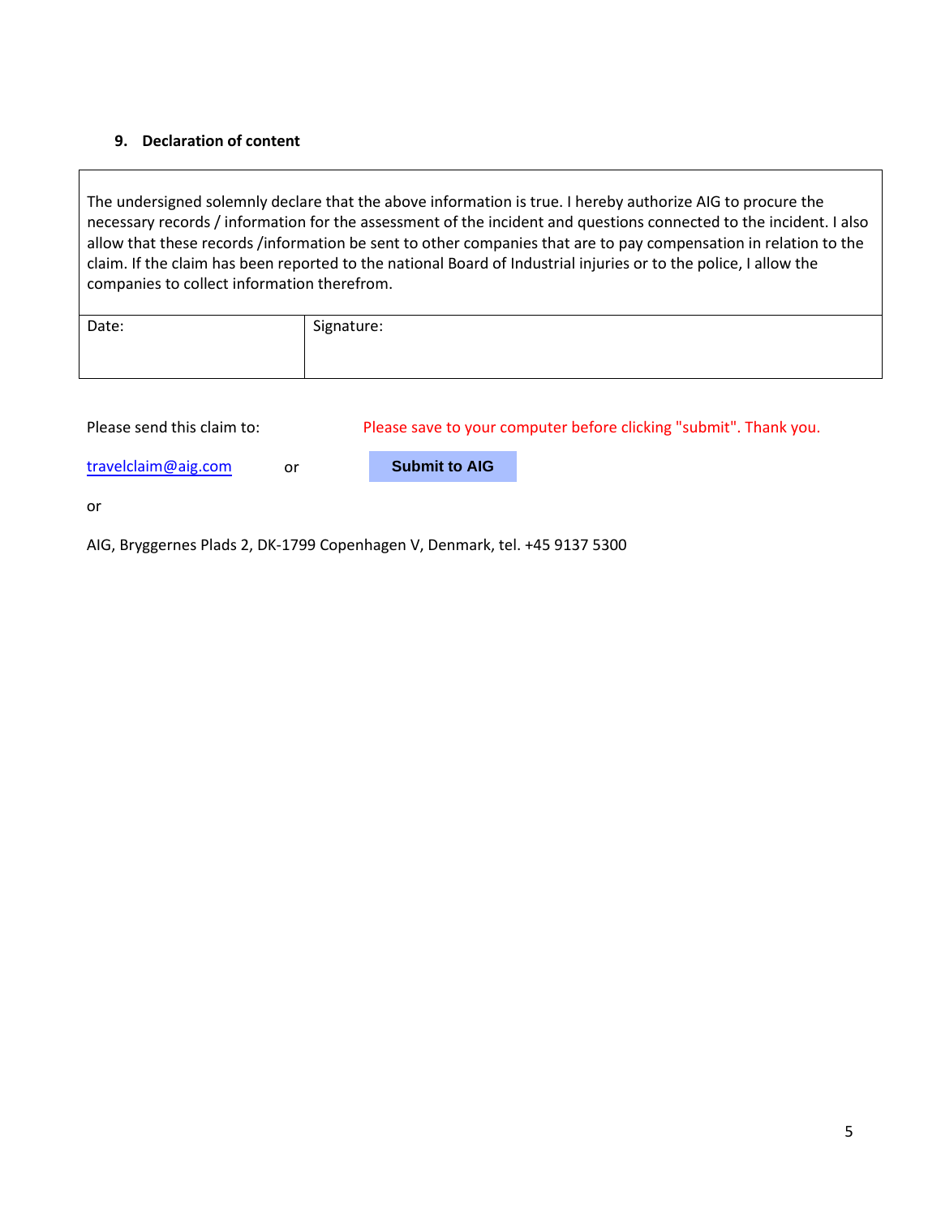## 9. Declaration of content

| | |
|---|---|
| The undersigned solemnly declare that the above information is true. I hereby authorize AIG to procure the necessary records / information for the assessment of the incident and questions connected to the incident. I also allow that these records /information be sent to other companies that are to pay compensation in relation to the claim. If the claim has been reported to the national Board of Industrial injuries or to the police, I allow the companies to collect information therefrom. | |
| Date: | Signature: |

Please send this claim to:

Please save to your computer before clicking "submit". Thank you.

travelclaim@aig.com or **Submit to AIG**

or

AIG, Bryggernes Plads 2, DK-1799 Copenhagen V, Denmark, tel. +45 9137 5300